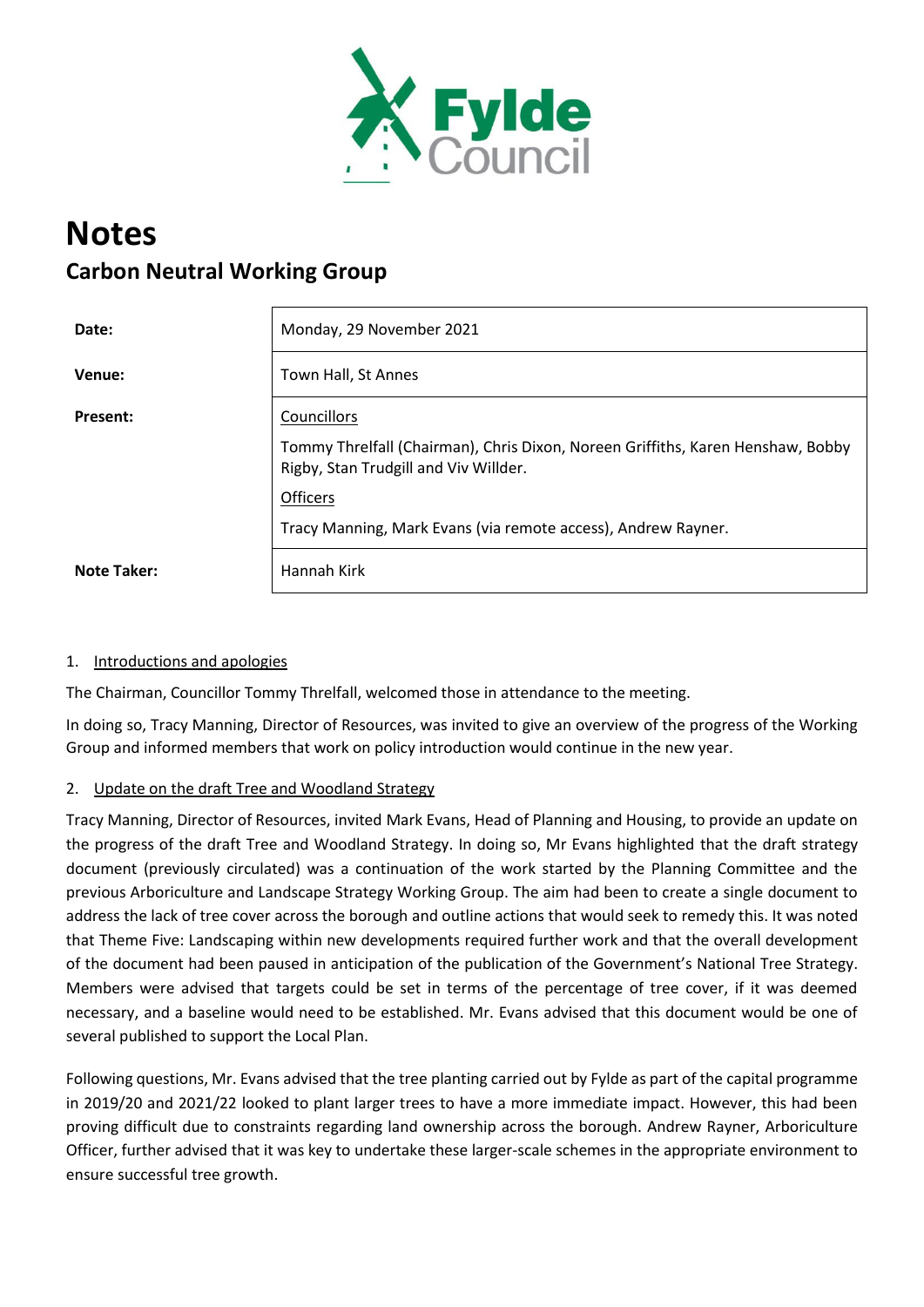# Notes

## Carbon Neutral Working Group

| | |
|---|---|
| **Date:** | Monday, 29 November 2021 |
| **Venue:** | Town Hall, St Annes |
| **Present:** | Councillors<br>Tommy Threlfall (Chairman), Chris Dixon, Noreen Griffiths, Karen Henshaw, Bobby Rigby, Stan Trudgill and Viv Willder.<br>Officers<br>Tracy Manning, Mark Evans (via remote access), Andrew Rayner. |
| **Note Taker:** | Hannah Kirk |

1. Introductions and apologies

The Chairman, Councillor Tommy Threlfall, welcomed those in attendance to the meeting.

In doing so, Tracy Manning, Director of Resources, was invited to give an overview of the progress of the Working Group and informed members that work on policy introduction would continue in the new year.

2. Update on the draft Tree and Woodland Strategy

Tracy Manning, Director of Resources, invited Mark Evans, Head of Planning and Housing, to provide an update on the progress of the draft Tree and Woodland Strategy. In doing so, Mr Evans highlighted that the draft strategy document (previously circulated) was a continuation of the work started by the Planning Committee and the previous Arboriculture and Landscape Strategy Working Group. The aim had been to create a single document to address the lack of tree cover across the borough and outline actions that would seek to remedy this. It was noted that Theme Five: Landscaping within new developments required further work and that the overall development of the document had been paused in anticipation of the publication of the Government's National Tree Strategy. Members were advised that targets could be set in terms of the percentage of tree cover, if it was deemed necessary, and a baseline would need to be established. Mr. Evans advised that this document would be one of several published to support the Local Plan.

Following questions, Mr. Evans advised that the tree planting carried out by Fylde as part of the capital programme in 2019/20 and 2021/22 looked to plant larger trees to have a more immediate impact. However, this had been proving difficult due to constraints regarding land ownership across the borough. Andrew Rayner, Arboriculture Officer, further advised that it was key to undertake these larger-scale schemes in the appropriate environment to ensure successful tree growth.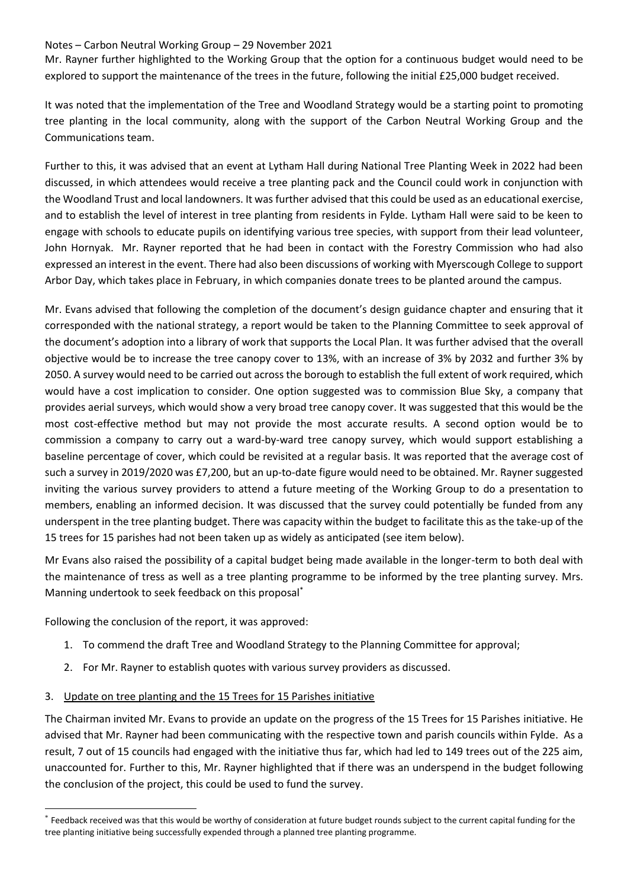Notes – Carbon Neutral Working Group – 29 November 2021

Mr. Rayner further highlighted to the Working Group that the option for a continuous budget would need to be explored to support the maintenance of the trees in the future, following the initial £25,000 budget received.

It was noted that the implementation of the Tree and Woodland Strategy would be a starting point to promoting tree planting in the local community, along with the support of the Carbon Neutral Working Group and the Communications team.

Further to this, it was advised that an event at Lytham Hall during National Tree Planting Week in 2022 had been discussed, in which attendees would receive a tree planting pack and the Council could work in conjunction with the Woodland Trust and local landowners. It was further advised that this could be used as an educational exercise, and to establish the level of interest in tree planting from residents in Fylde. Lytham Hall were said to be keen to engage with schools to educate pupils on identifying various tree species, with support from their lead volunteer, John Hornyak. Mr. Rayner reported that he had been in contact with the Forestry Commission who had also expressed an interest in the event. There had also been discussions of working with Myerscough College to support Arbor Day, which takes place in February, in which companies donate trees to be planted around the campus.

Mr. Evans advised that following the completion of the document's design guidance chapter and ensuring that it corresponded with the national strategy, a report would be taken to the Planning Committee to seek approval of the document's adoption into a library of work that supports the Local Plan. It was further advised that the overall objective would be to increase the tree canopy cover to 13%, with an increase of 3% by 2032 and further 3% by 2050. A survey would need to be carried out across the borough to establish the full extent of work required, which would have a cost implication to consider. One option suggested was to commission Blue Sky, a company that provides aerial surveys, which would show a very broad tree canopy cover. It was suggested that this would be the most cost-effective method but may not provide the most accurate results. A second option would be to commission a company to carry out a ward-by-ward tree canopy survey, which would support establishing a baseline percentage of cover, which could be revisited at a regular basis. It was reported that the average cost of such a survey in 2019/2020 was £7,200, but an up-to-date figure would need to be obtained. Mr. Rayner suggested inviting the various survey providers to attend a future meeting of the Working Group to do a presentation to members, enabling an informed decision. It was discussed that the survey could potentially be funded from any underspent in the tree planting budget. There was capacity within the budget to facilitate this as the take-up of the 15 trees for 15 parishes had not been taken up as widely as anticipated (see item below).

Mr Evans also raised the possibility of a capital budget being made available in the longer-term to both deal with the maintenance of tress as well as a tree planting programme to be informed by the tree planting survey. Mrs. Manning undertook to seek feedback on this proposal*

Following the conclusion of the report, it was approved:

1. To commend the draft Tree and Woodland Strategy to the Planning Committee for approval;
2. For Mr. Rayner to establish quotes with various survey providers as discussed.

3. Update on tree planting and the 15 Trees for 15 Parishes initiative

The Chairman invited Mr. Evans to provide an update on the progress of the 15 Trees for 15 Parishes initiative. He advised that Mr. Rayner had been communicating with the respective town and parish councils within Fylde. As a result, 7 out of 15 councils had engaged with the initiative thus far, which had led to 149 trees out of the 225 aim, unaccounted for. Further to this, Mr. Rayner highlighted that if there was an underspend in the budget following the conclusion of the project, this could be used to fund the survey.

---

* Feedback received was that this would be worthy of consideration at future budget rounds subject to the current capital funding for the tree planting initiative being successfully expended through a planned tree planting programme.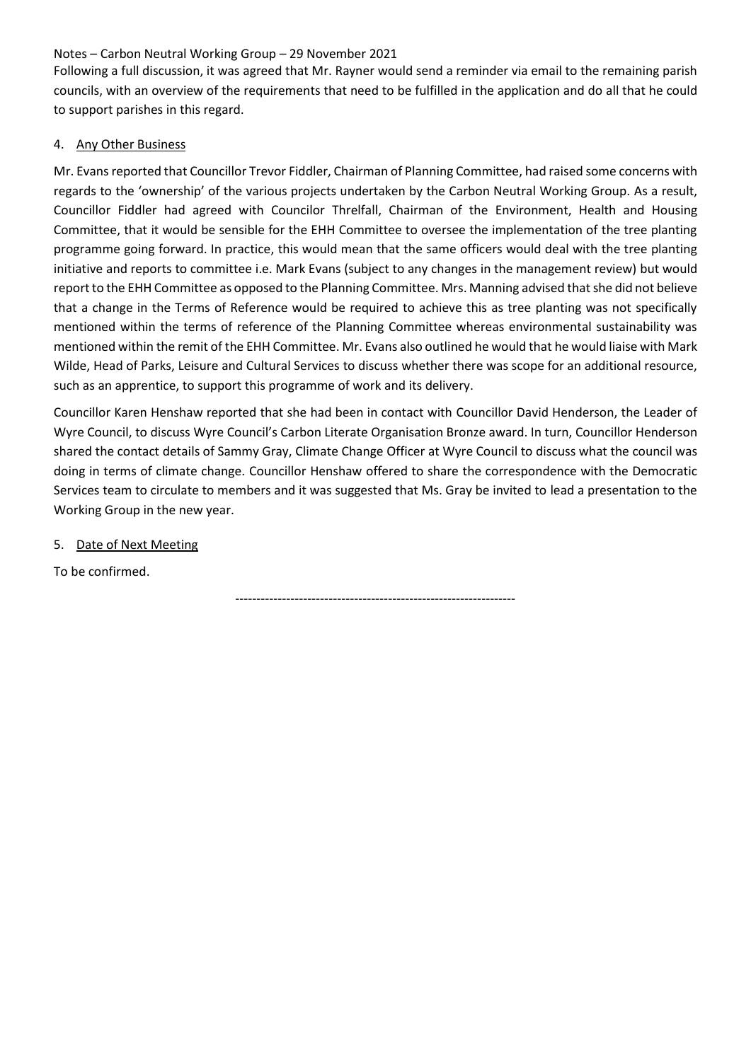Following a full discussion, it was agreed that Mr. Rayner would send a reminder via email to the remaining parish councils, with an overview of the requirements that need to be fulfilled in the application and do all that he could to support parishes in this regard.

4. Any Other Business

Mr. Evans reported that Councillor Trevor Fiddler, Chairman of Planning Committee, had raised some concerns with regards to the 'ownership' of the various projects undertaken by the Carbon Neutral Working Group. As a result, Councillor Fiddler had agreed with Councilor Threlfall, Chairman of the Environment, Health and Housing Committee, that it would be sensible for the EHH Committee to oversee the implementation of the tree planting programme going forward. In practice, this would mean that the same officers would deal with the tree planting initiative and reports to committee i.e. Mark Evans (subject to any changes in the management review) but would report to the EHH Committee as opposed to the Planning Committee. Mrs. Manning advised that she did not believe that a change in the Terms of Reference would be required to achieve this as tree planting was not specifically mentioned within the terms of reference of the Planning Committee whereas environmental sustainability was mentioned within the remit of the EHH Committee. Mr. Evans also outlined he would that he would liaise with Mark Wilde, Head of Parks, Leisure and Cultural Services to discuss whether there was scope for an additional resource, such as an apprentice, to support this programme of work and its delivery.

Councillor Karen Henshaw reported that she had been in contact with Councillor David Henderson, the Leader of Wyre Council, to discuss Wyre Council's Carbon Literate Organisation Bronze award. In turn, Councillor Henderson shared the contact details of Sammy Gray, Climate Change Officer at Wyre Council to discuss what the council was doing in terms of climate change. Councillor Henshaw offered to share the correspondence with the Democratic Services team to circulate to members and it was suggested that Ms. Gray be invited to lead a presentation to the Working Group in the new year.

5. Date of Next Meeting

To be confirmed.

-----------------------------------------------------------------